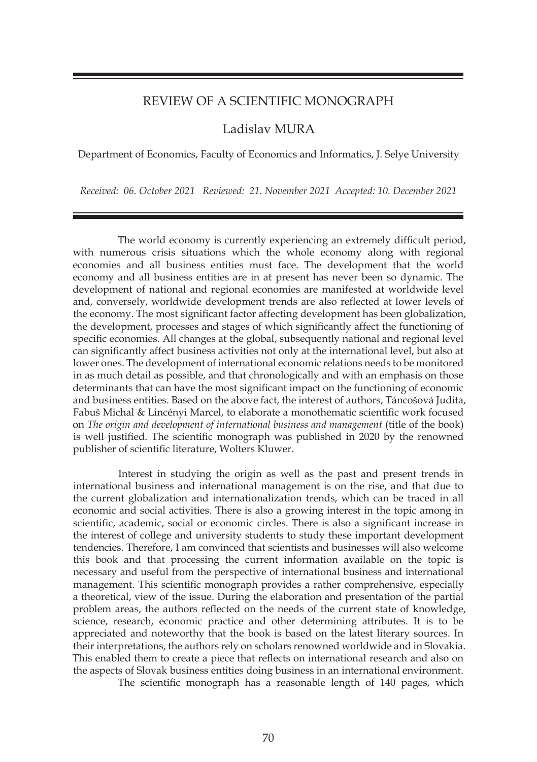# REVIEW OF A SCIENTIFIC MONOGRAPH

## Ladislav MURA

Department of Economics, Faculty of Economics and Informatics, J. Selye University

*Received: 06. October 2021 Reviewed: 21. November 2021 Accepted: 10. December 2021*

The world economy is currently experiencing an extremely difficult period, with numerous crisis situations which the whole economy along with regional economies and all business entities must face. The development that the world economy and all business entities are in at present has never been so dynamic. The development of national and regional economies are manifested at worldwide level and, conversely, worldwide development trends are also reflected at lower levels of the economy. The most significant factor affecting development has been globalization, the development, processes and stages of which significantly affect the functioning of specific economies. All changes at the global, subsequently national and regional level can significantly affect business activities not only at the international level, but also at lower ones. The development of international economic relations needs to be monitored in as much detail as possible, and that chronologically and with an emphasis on those determinants that can have the most significant impact on the functioning of economic and business entities. Based on the above fact, the interest of authors, Táncošová Judita, Fabuš Michal & Lincényi Marcel, to elaborate a monothematic scientific work focused on *The origin and development of international business and management* (title of the book) is well justified. The scientific monograph was published in 2020 by the renowned publisher of scientific literature, Wolters Kluwer.

Interest in studying the origin as well as the past and present trends in international business and international management is on the rise, and that due to the current globalization and internationalization trends, which can be traced in all economic and social activities. There is also a growing interest in the topic among in scientific, academic, social or economic circles. There is also a significant increase in the interest of college and university students to study these important development tendencies. Therefore, I am convinced that scientists and businesses will also welcome this book and that processing the current information available on the topic is necessary and useful from the perspective of international business and international management. This scientific monograph provides a rather comprehensive, especially a theoretical, view of the issue. During the elaboration and presentation of the partial problem areas, the authors reflected on the needs of the current state of knowledge, science, research, economic practice and other determining attributes. It is to be appreciated and noteworthy that the book is based on the latest literary sources. In their interpretations, the authors rely on scholars renowned worldwide and in Slovakia. This enabled them to create a piece that reflects on international research and also on the aspects of Slovak business entities doing business in an international environment.

The scientific monograph has a reasonable length of 140 pages, which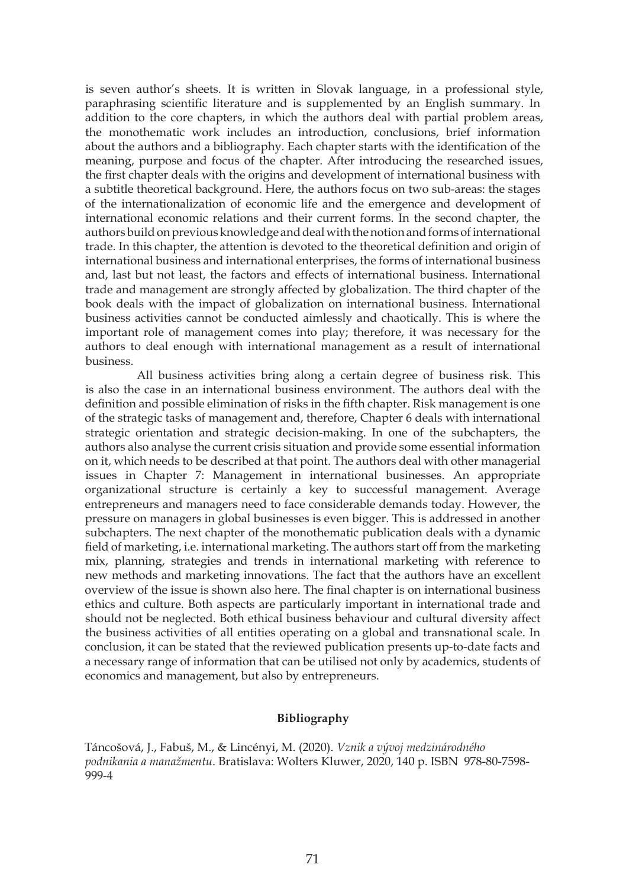is seven author's sheets. It is written in Slovak language, in a professional style, paraphrasing scientific literature and is supplemented by an English summary. In addition to the core chapters, in which the authors deal with partial problem areas, the monothematic work includes an introduction, conclusions, brief information about the authors and a bibliography. Each chapter starts with the identification of the meaning, purpose and focus of the chapter. After introducing the researched issues, the first chapter deals with the origins and development of international business with a subtitle theoretical background. Here, the authors focus on two sub-areas: the stages of the internationalization of economic life and the emergence and development of international economic relations and their current forms. In the second chapter, the authors build on previous knowledge and deal with the notion and forms of international trade. In this chapter, the attention is devoted to the theoretical definition and origin of international business and international enterprises, the forms of international business and, last but not least, the factors and effects of international business. International trade and management are strongly affected by globalization. The third chapter of the book deals with the impact of globalization on international business. International business activities cannot be conducted aimlessly and chaotically. This is where the important role of management comes into play; therefore, it was necessary for the authors to deal enough with international management as a result of international business.

All business activities bring along a certain degree of business risk. This is also the case in an international business environment. The authors deal with the definition and possible elimination of risks in the fifth chapter. Risk management is one of the strategic tasks of management and, therefore, Chapter 6 deals with international strategic orientation and strategic decision-making. In one of the subchapters, the authors also analyse the current crisis situation and provide some essential information on it, which needs to be described at that point. The authors deal with other managerial issues in Chapter 7: Management in international businesses. An appropriate organizational structure is certainly a key to successful management. Average entrepreneurs and managers need to face considerable demands today. However, the pressure on managers in global businesses is even bigger. This is addressed in another subchapters. The next chapter of the monothematic publication deals with a dynamic field of marketing, i.e. international marketing. The authors start off from the marketing mix, planning, strategies and trends in international marketing with reference to new methods and marketing innovations. The fact that the authors have an excellent overview of the issue is shown also here. The final chapter is on international business ethics and culture. Both aspects are particularly important in international trade and should not be neglected. Both ethical business behaviour and cultural diversity affect the business activities of all entities operating on a global and transnational scale. In conclusion, it can be stated that the reviewed publication presents up-to-date facts and a necessary range of information that can be utilised not only by academics, students of economics and management, but also by entrepreneurs.

## Bibliography

Táncošová, J., Fabuš, M., & Lincényi, M. (2020). *Vznik a vývoj medzinárodného podnikania a manažmentu*. Bratislava: Wolters Kluwer, 2020, 140 p. ISBN 978-80-7598-999-4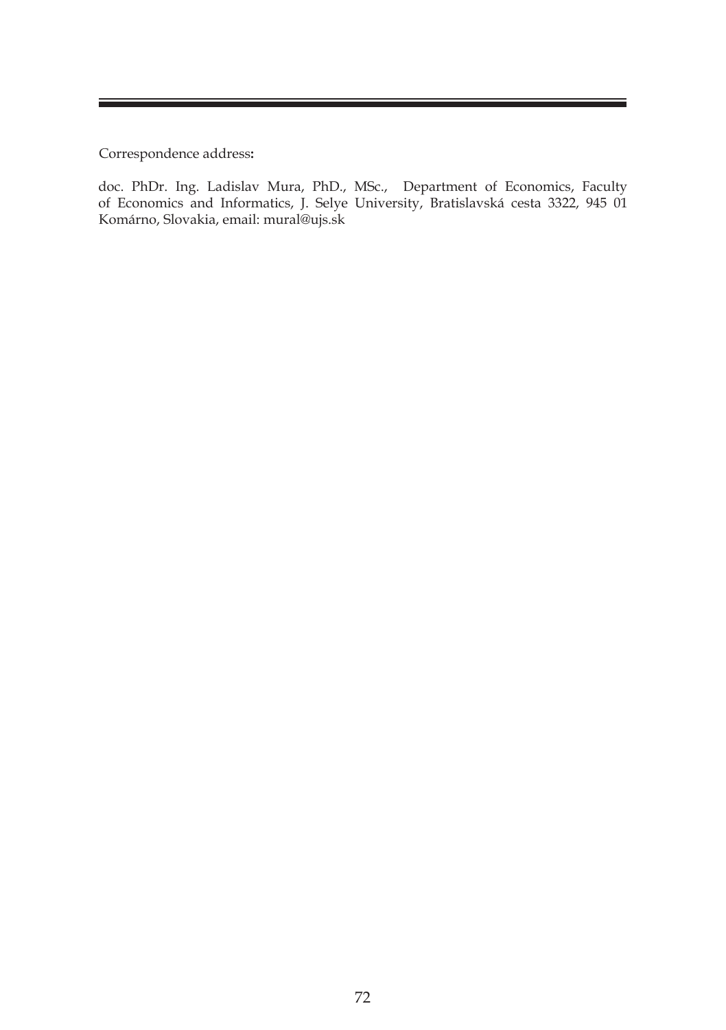Correspondence address**:**

doc. PhDr. Ing. Ladislav Mura, PhD., MSc., Department of Economics, Faculty of Economics and Informatics, J. Selye University, Bratislavská cesta 3322, 945 01 Komárno, Slovakia, email: mural@ujs.sk